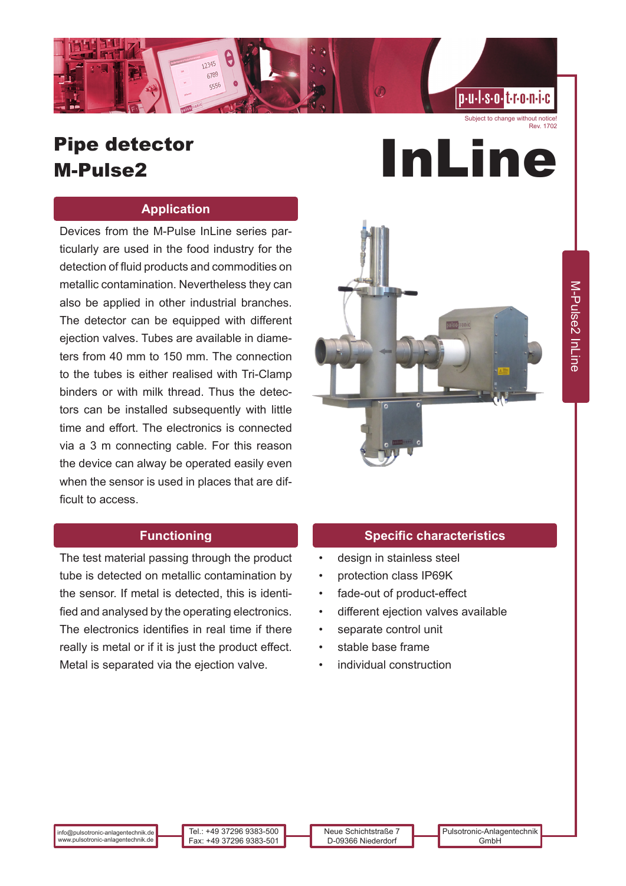Subject to change without notice!
Rev. 1702

# Pipe detector M-Pulse2

# InLine

## Application

Devices from the M-Pulse InLine series particularly are used in the food industry for the detection of fluid products and commodities on metallic contamination. Nevertheless they can also be applied in other industrial branches. The detector can be equipped with different ejection valves. Tubes are available in diameters from 40 mm to 150 mm. The connection to the tubes is either realised with Tri-Clamp binders or with milk thread. Thus the detectors can be installed subsequently with little time and effort. The electronics is connected via a 3 m connecting cable. For this reason the device can alway be operated easily even when the sensor is used in places that are difficult to access.

## Functioning

The test material passing through the product tube is detected on metallic contamination by the sensor. If metal is detected, this is identified and analysed by the operating electronics. The electronics identifies in real time if there really is metal or if it is just the product effect. Metal is separated via the ejection valve.

## Specific characteristics

- design in stainless steel
- protection class IP69K
- fade-out of product-effect
- different ejection valves available
- separate control unit
- stable base frame
- individual construction

M-Pulse2 InLine

info@pulsotronic-anlagentechnik.de
www.pulsotronic-anlagentechnik.de

Tel.: +49 37296 9383-500
Fax: +49 37296 9383-501

Neue Schichtstraße 7
D-09366 Niederdorf

Pulsotronic-Anlagentechnik GmbH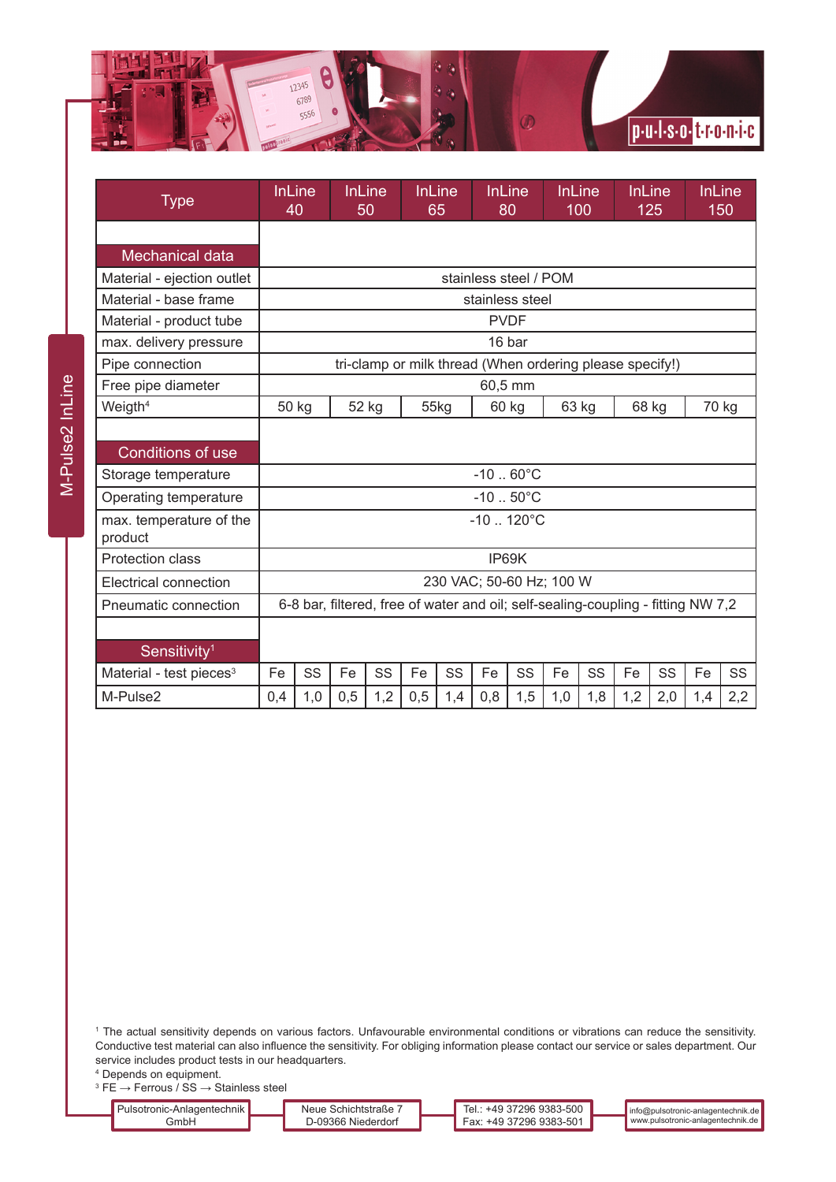| Type | InLine 40 | | InLine 50 | | InLine 65 | | InLine 80 | | InLine 100 | | InLine 125 | | InLine 150 | |
|---|---|---|---|---|---|---|---|---|---|---|---|---|---|---|
| **Mechanical data** | | | | | | | | | | | | | | |
| Material - ejection outlet | stainless steel / POM | | | | | | | | | | | | | |
| Material - base frame | stainless steel | | | | | | | | | | | | | |
| Material - product tube | PVDF | | | | | | | | | | | | | |
| max. delivery pressure | 16 bar | | | | | | | | | | | | | |
| Pipe connection | tri-clamp or milk thread (When ordering please specify!) | | | | | | | | | | | | | |
| Free pipe diameter | 60,5 mm | | | | | | | | | | | | | |
| Weigth[4] | 50 kg | | 52 kg | | 55kg | | 60 kg | | 63 kg | | 68 kg | | 70 kg | |
| **Conditions of use** | | | | | | | | | | | | | | |
| Storage temperature | -10 .. 60°C | | | | | | | | | | | | | |
| Operating temperature | -10 .. 50°C | | | | | | | | | | | | | |
| max. temperature of the product | -10 .. 120°C | | | | | | | | | | | | | |
| Protection class | IP69K | | | | | | | | | | | | | |
| Electrical connection | 230 VAC; 50-60 Hz; 100 W | | | | | | | | | | | | | |
| Pneumatic connection | 6-8 bar, filtered, free of water and oil; self-sealing-coupling - fitting NW 7,2 | | | | | | | | | | | | | |
| **Sensitivity[1]** | | | | | | | | | | | | | | |
| Material - test pieces[3] | Fe | SS | Fe | SS | Fe | SS | Fe | SS | Fe | SS | Fe | SS | Fe | SS |
| M-Pulse2 | 0,4 | 1,0 | 0,5 | 1,2 | 0,5 | 1,4 | 0,8 | 1,5 | 1,0 | 1,8 | 1,2 | 2,0 | 1,4 | 2,2 |

[1] The actual sensitivity depends on various factors. Unfavourable environmental conditions or vibrations can reduce the sensitivity. Conductive test material can also influence the sensitivity. For obliging information please contact our service or sales department. Our service includes product tests in our headquarters.
[4] Depends on equipment.
[3] FE → Ferrous / SS → Stainless steel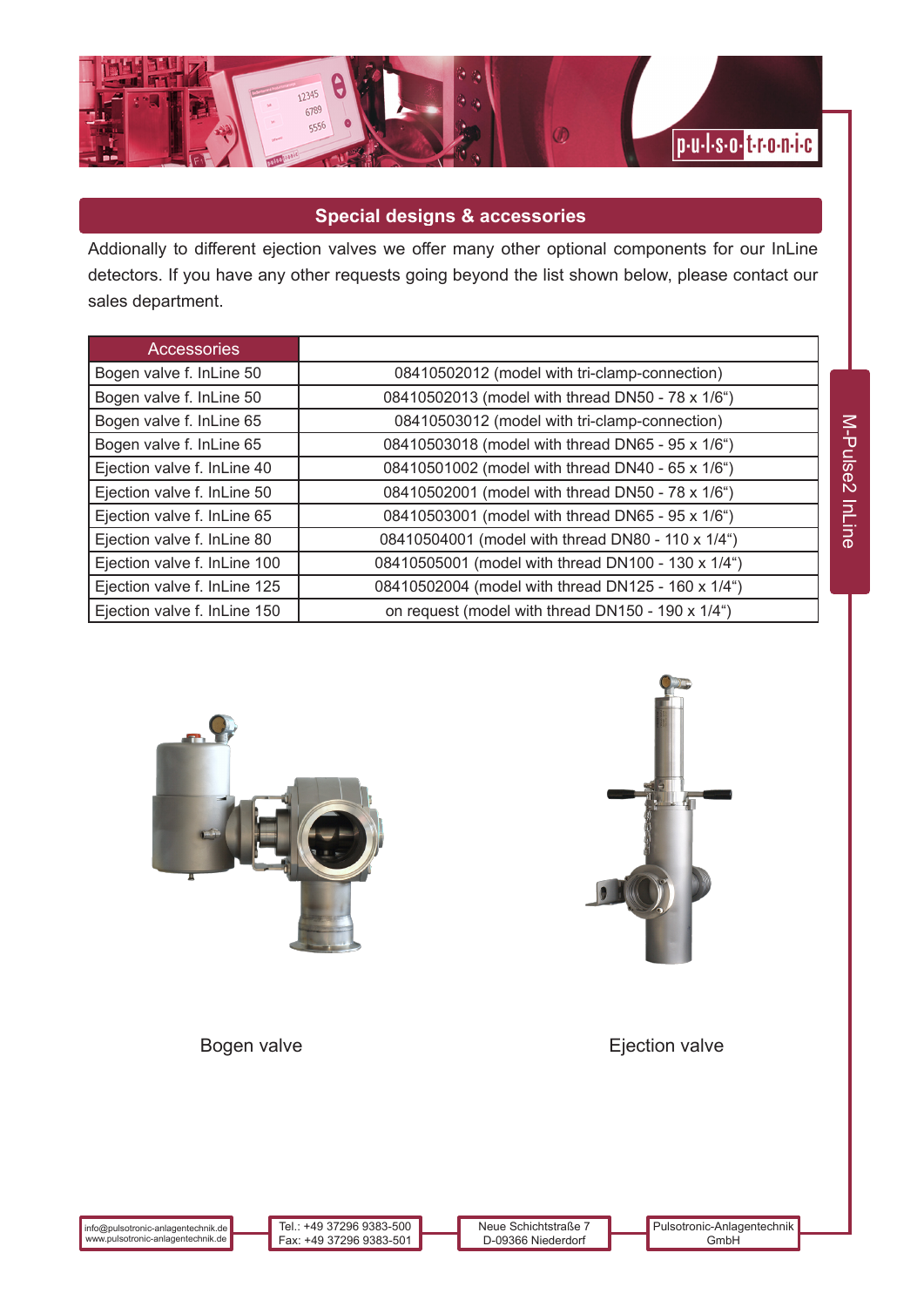## Special designs & accessories

Addionally to different ejection valves we offer many other optional components for our InLine detectors. If you have any other requests going beyond the list shown below, please contact our sales department.

| Accessories | |
|---|---|
| Bogen valve f. InLine 50 | 08410502012 (model with tri-clamp-connection) |
| Bogen valve f. InLine 50 | 08410502013 (model with thread DN50 - 78 x 1/6“) |
| Bogen valve f. InLine 65 | 08410503012 (model with tri-clamp-connection) |
| Bogen valve f. InLine 65 | 08410503018 (model with thread DN65 - 95 x 1/6“) |
| Ejection valve f. InLine 40 | 08410501002 (model with thread DN40 - 65 x 1/6“) |
| Ejection valve f. InLine 50 | 08410502001 (model with thread DN50 - 78 x 1/6“) |
| Ejection valve f. InLine 65 | 08410503001 (model with thread DN65 - 95 x 1/6“) |
| Ejection valve f. InLine 80 | 08410504001 (model with thread DN80 - 110 x 1/4“) |
| Ejection valve f. InLine 100 | 08410505001 (model with thread DN100 - 130 x 1/4“) |
| Ejection valve f. InLine 125 | 08410502004 (model with thread DN125 - 160 x 1/4“) |
| Ejection valve f. InLine 150 | on request (model with thread DN150 - 190 x 1/4“) |

Bogen valve

Ejection valve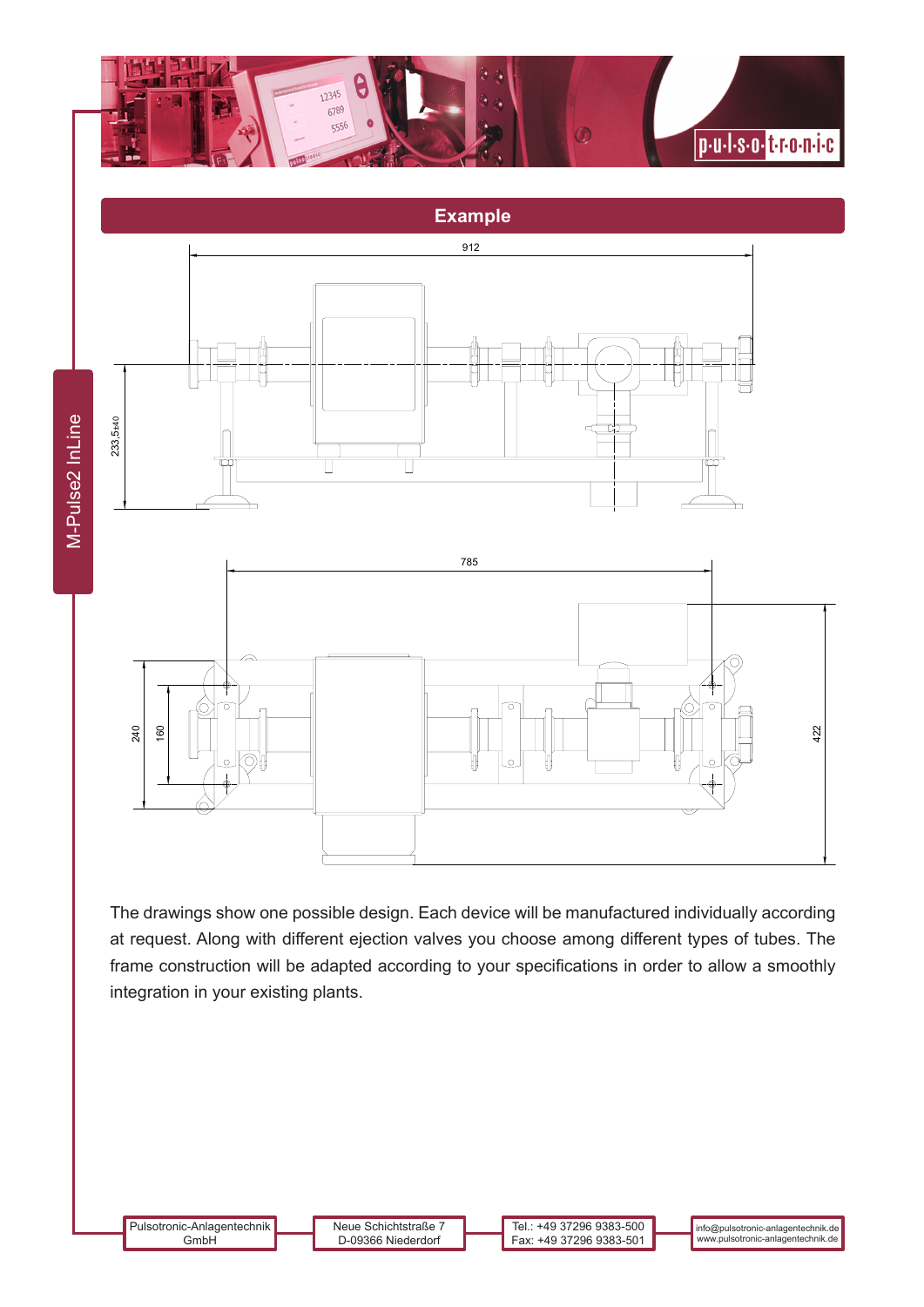## Example

912

233,5±40

785

240

160

422

The drawings show one possible design. Each device will be manufactured individually according at request. Along with different ejection valves you choose among different types of tubes. The frame construction will be adapted according to your specifications in order to allow a smoothly integration in your existing plants.